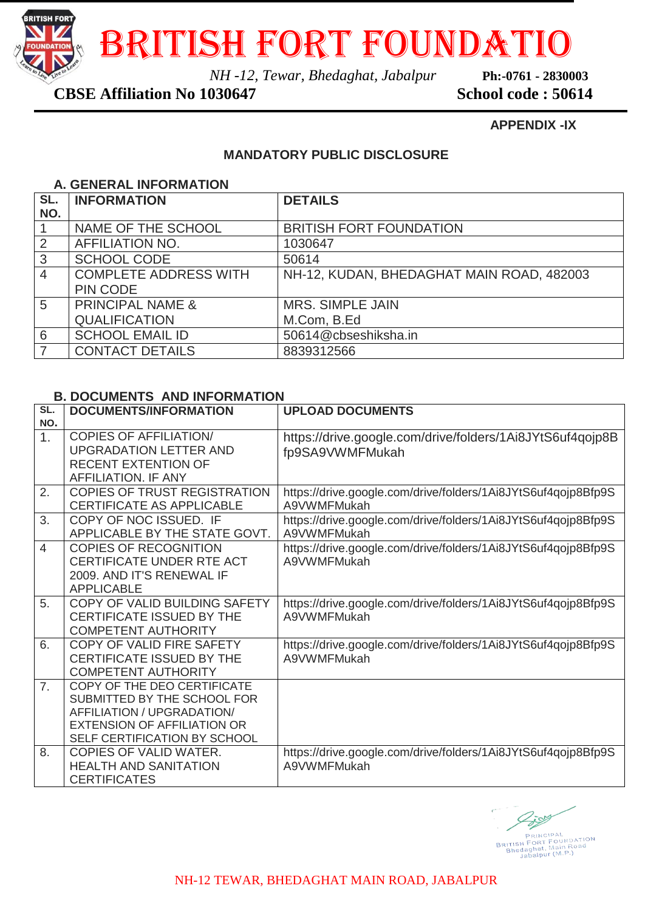# BRITISH FORT FOUNDATIO

*NH -12, Tewar, Bhedaghat, Jabalpur* **Ph:-0761 - 2830003**

**CBSE Affiliation No 1030647** **School code : 50614**

**APPENDIX -IX**

## MANDATORY PUBLIC DISCLOSURE

### A. GENERAL INFORMATION

| SL. NO. | INFORMATION | DETAILS |
|---|---|---|
| 1 | NAME OF THE SCHOOL | BRITISH FORT FOUNDATION |
| 2 | AFFILIATION NO. | 1030647 |
| 3 | SCHOOL CODE | 50614 |
| 4 | COMPLETE ADDRESS WITH PIN CODE | NH-12, KUDAN, BHEDAGHAT MAIN ROAD, 482003 |
| 5 | PRINCIPAL NAME & QUALIFICATION | MRS. SIMPLE JAIN M.Com, B.Ed |
| 6 | SCHOOL EMAIL ID | 50614@cbseshiksha.in |
| 7 | CONTACT DETAILS | 8839312566 |

### B. DOCUMENTS AND INFORMATION

| SL. NO. | DOCUMENTS/INFORMATION | UPLOAD DOCUMENTS |
|---|---|---|
| 1. | COPIES OF AFFILIATION/ UPGRADATION LETTER AND RECENT EXTENTION OF AFFILIATION. IF ANY | https://drive.google.com/drive/folders/1Ai8JYtS6uf4qojp8Bfp9SA9VWMFMukah |
| 2. | COPIES OF TRUST REGISTRATION CERTIFICATE AS APPLICABLE | https://drive.google.com/drive/folders/1Ai8JYtS6uf4qojp8Bfp9SA9VWMFMukah |
| 3. | COPY OF NOC ISSUED. IF APPLICABLE BY THE STATE GOVT. | https://drive.google.com/drive/folders/1Ai8JYtS6uf4qojp8Bfp9SA9VWMFMukah |
| 4 | COPIES OF RECOGNITION CERTIFICATE UNDER RTE ACT 2009. AND IT'S RENEWAL IF APPLICABLE | https://drive.google.com/drive/folders/1Ai8JYtS6uf4qojp8Bfp9SA9VWMFMukah |
| 5. | COPY OF VALID BUILDING SAFETY CERTIFICATE ISSUED BY THE COMPETENT AUTHORITY | https://drive.google.com/drive/folders/1Ai8JYtS6uf4qojp8Bfp9SA9VWMFMukah |
| 6. | COPY OF VALID FIRE SAFETY CERTIFICATE ISSUED BY THE COMPETENT AUTHORITY | https://drive.google.com/drive/folders/1Ai8JYtS6uf4qojp8Bfp9SA9VWMFMukah |
| 7. | COPY OF THE DEO CERTIFICATE SUBMITTED BY THE SCHOOL FOR AFFILIATION / UPGRADATION/ EXTENSION OF AFFILIATION OR SELF CERTIFICATION BY SCHOOL | |
| 8. | COPIES OF VALID WATER. HEALTH AND SANITATION CERTIFICATES | https://drive.google.com/drive/folders/1Ai8JYtS6uf4qojp8Bfp9SA9VWMFMukah |

PRINCIPAL
BRITISH FORT FOUNDATION
Bhedaghat, Main Road
Jabalpur (M.P.)

NH-12 TEWAR, BHEDAGHAT MAIN ROAD, JABALPUR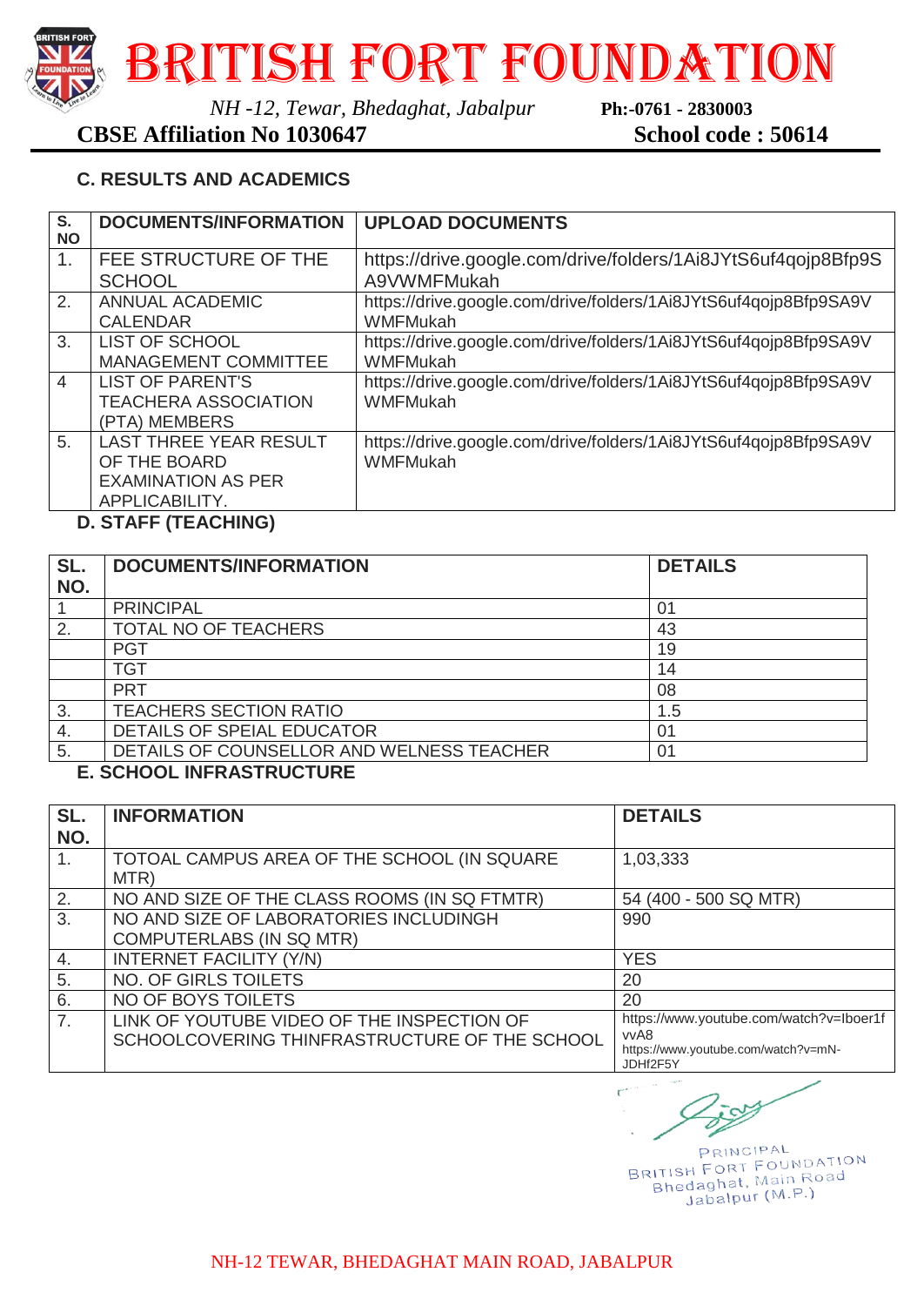# BRITISH FORT FOUNDATION

*NH -12, Tewar, Bhedaghat, Jabalpur* **Ph:-0761 - 2830003**

**CBSE Affiliation No 1030647** **School code : 50614**

## C. RESULTS AND ACADEMICS

| S. NO | DOCUMENTS/INFORMATION | UPLOAD DOCUMENTS |
|---|---|---|
| 1. | FEE STRUCTURE OF THE SCHOOL | https://drive.google.com/drive/folders/1Ai8JYtS6uf4qojp8Bfp9SA9VWMFMukah |
| 2. | ANNUAL ACADEMIC CALENDAR | https://drive.google.com/drive/folders/1Ai8JYtS6uf4qojp8Bfp9SA9VWMFMukah |
| 3. | LIST OF SCHOOL MANAGEMENT COMMITTEE | https://drive.google.com/drive/folders/1Ai8JYtS6uf4qojp8Bfp9SA9VWMFMukah |
| 4 | LIST OF PARENT'S TEACHERA ASSOCIATION (PTA) MEMBERS | https://drive.google.com/drive/folders/1Ai8JYtS6uf4qojp8Bfp9SA9VWMFMukah |
| 5. | LAST THREE YEAR RESULT OF THE BOARD EXAMINATION AS PER APPLICABILITY. | https://drive.google.com/drive/folders/1Ai8JYtS6uf4qojp8Bfp9SA9VWMFMukah |

## D. STAFF (TEACHING)

| SL. NO. | DOCUMENTS/INFORMATION | DETAILS |
|---|---|---|
| 1 | PRINCIPAL | 01 |
| 2. | TOTAL NO OF TEACHERS | 43 |
| | PGT | 19 |
| | TGT | 14 |
| | PRT | 08 |
| 3. | TEACHERS SECTION RATIO | 1.5 |
| 4. | DETAILS OF SPEIAL EDUCATOR | 01 |
| 5. | DETAILS OF COUNSELLOR AND WELNESS TEACHER | 01 |

## E. SCHOOL INFRASTRUCTURE

| SL. NO. | INFORMATION | DETAILS |
|---|---|---|
| 1. | TOTOAL CAMPUS AREA OF THE SCHOOL (IN SQUARE MTR) | 1,03,333 |
| 2. | NO AND SIZE OF THE CLASS ROOMS (IN SQ FTMTR) | 54 (400 - 500 SQ MTR) |
| 3. | NO AND SIZE OF LABORATORIES INCLUDINGH COMPUTERLABS (IN SQ MTR) | 990 |
| 4. | INTERNET FACILITY (Y/N) | YES |
| 5. | NO. OF GIRLS TOILETS | 20 |
| 6. | NO OF BOYS TOILETS | 20 |
| 7. | LINK OF YOUTUBE VIDEO OF THE INSPECTION OF SCHOOLCOVERING THINFRASTRUCTURE OF THE SCHOOL | https://www.youtube.com/watch?v=Iboer1fvvA8 https://www.youtube.com/watch?v=mN-JDHf2F5Y |

PRINCIPAL
BRITISH FORT FOUNDATION
Bhedaghat, Main Road
Jabalpur (M.P.)

NH-12 TEWAR, BHEDAGHAT MAIN ROAD, JABALPUR